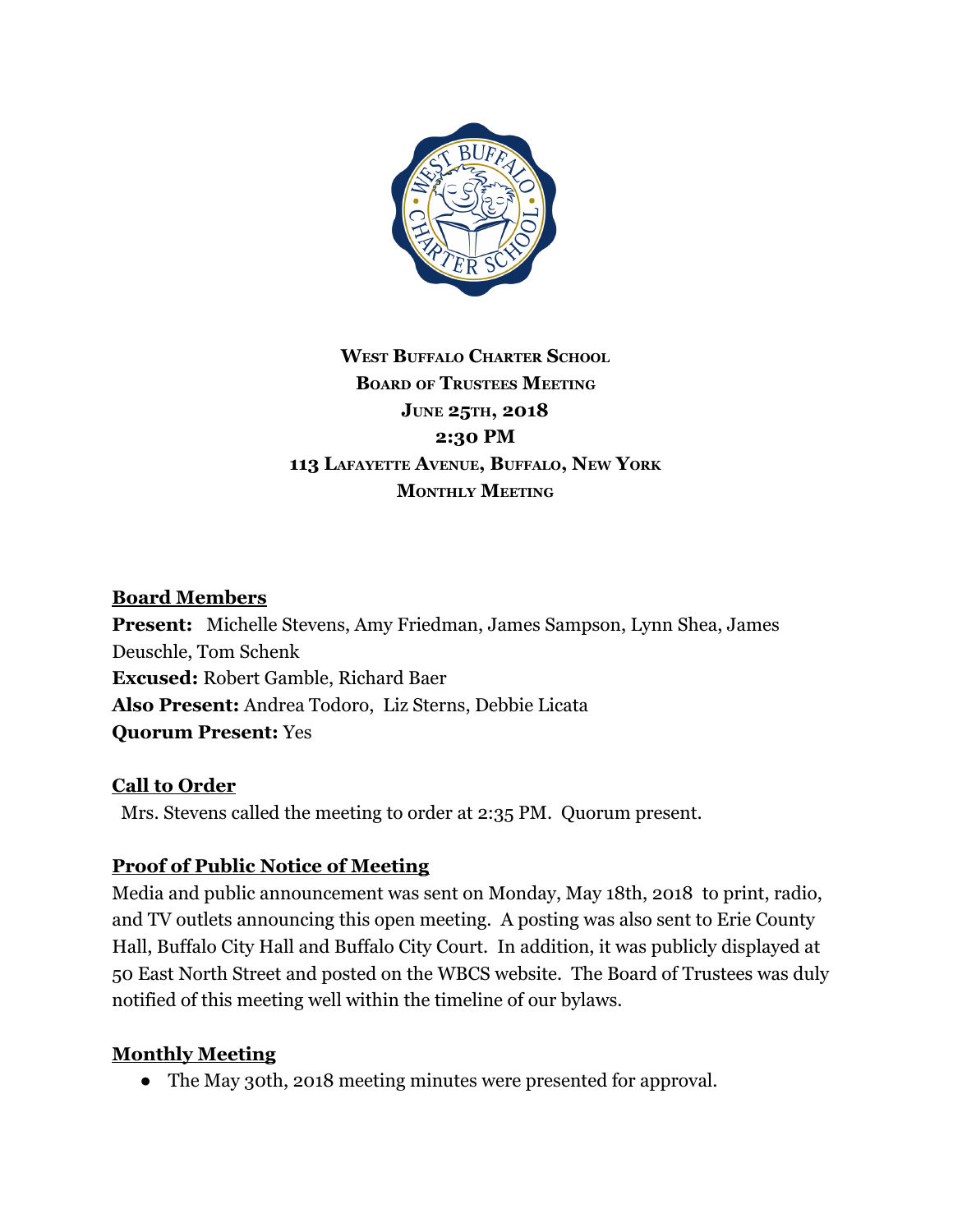**West Buffalo Charter School**
**Board of Trustees Meeting**
**June 25th, 2018**
**2:30 PM**
**113 Lafayette Avenue, Buffalo, New York**
**Monthly Meeting**

## Board Members

**Present:** Michelle Stevens, Amy Friedman, James Sampson, Lynn Shea, James Deuschle, Tom Schenk
**Excused:** Robert Gamble, Richard Baer
**Also Present:** Andrea Todoro, Liz Sterns, Debbie Licata
**Quorum Present:** Yes

## Call to Order

Mrs. Stevens called the meeting to order at 2:35 PM. Quorum present.

## Proof of Public Notice of Meeting

Media and public announcement was sent on Monday, May 18th, 2018 to print, radio, and TV outlets announcing this open meeting. A posting was also sent to Erie County Hall, Buffalo City Hall and Buffalo City Court. In addition, it was publicly displayed at 50 East North Street and posted on the WBCS website. The Board of Trustees was duly notified of this meeting well within the timeline of our bylaws.

## Monthly Meeting

- The May 30th, 2018 meeting minutes were presented for approval.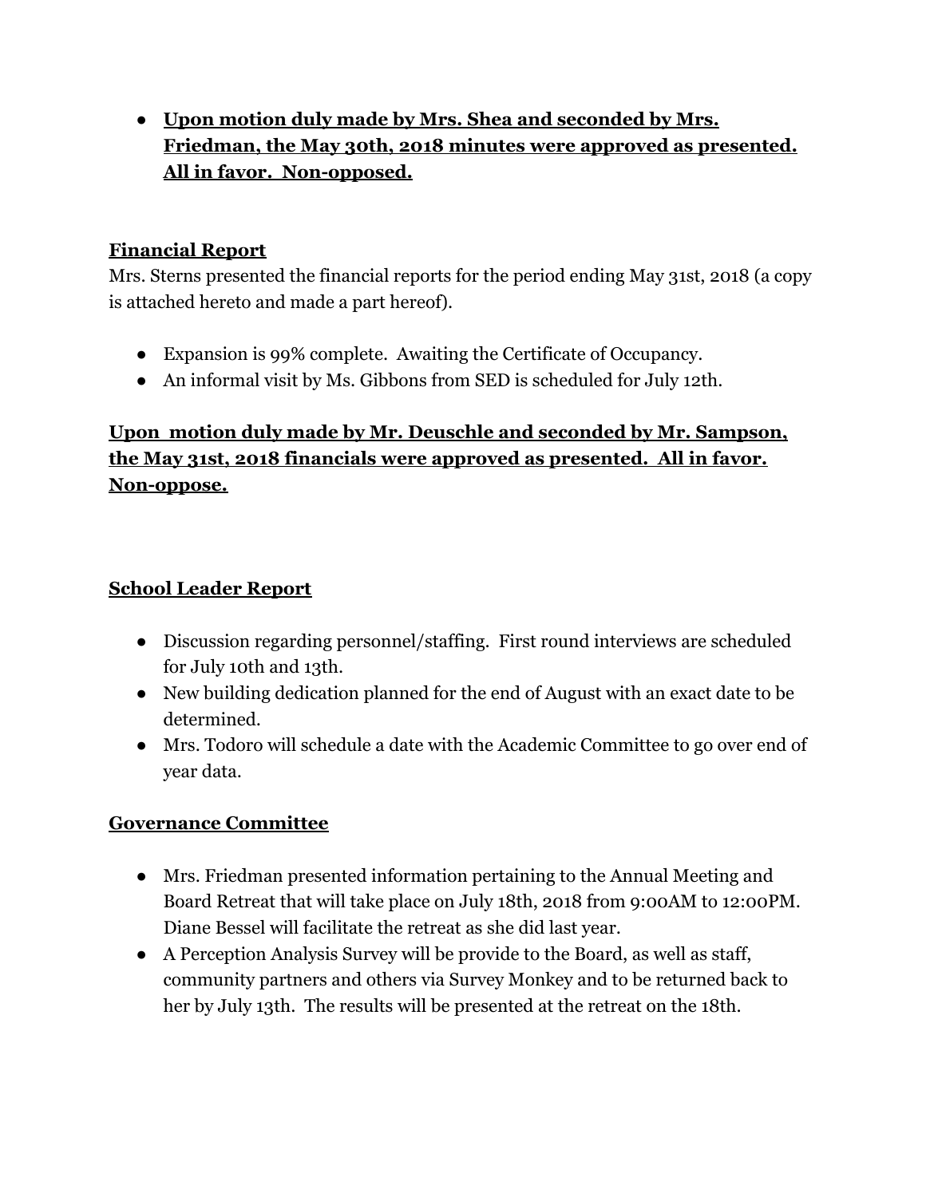- **Upon motion duly made by Mrs. Shea and seconded by Mrs. Friedman, the May 30th, 2018 minutes were approved as presented. All in favor. Non-opposed.**

**Financial Report**

Mrs. Sterns presented the financial reports for the period ending May 31st, 2018 (a copy is attached hereto and made a part hereof).

- Expansion is 99% complete. Awaiting the Certificate of Occupancy.
- An informal visit by Ms. Gibbons from SED is scheduled for July 12th.

**Upon motion duly made by Mr. Deuschle and seconded by Mr. Sampson, the May 31st, 2018 financials were approved as presented. All in favor. Non-oppose.**

**School Leader Report**

- Discussion regarding personnel/staffing. First round interviews are scheduled for July 10th and 13th.
- New building dedication planned for the end of August with an exact date to be determined.
- Mrs. Todoro will schedule a date with the Academic Committee to go over end of year data.

**Governance Committee**

- Mrs. Friedman presented information pertaining to the Annual Meeting and Board Retreat that will take place on July 18th, 2018 from 9:00AM to 12:00PM. Diane Bessel will facilitate the retreat as she did last year.
- A Perception Analysis Survey will be provide to the Board, as well as staff, community partners and others via Survey Monkey and to be returned back to her by July 13th. The results will be presented at the retreat on the 18th.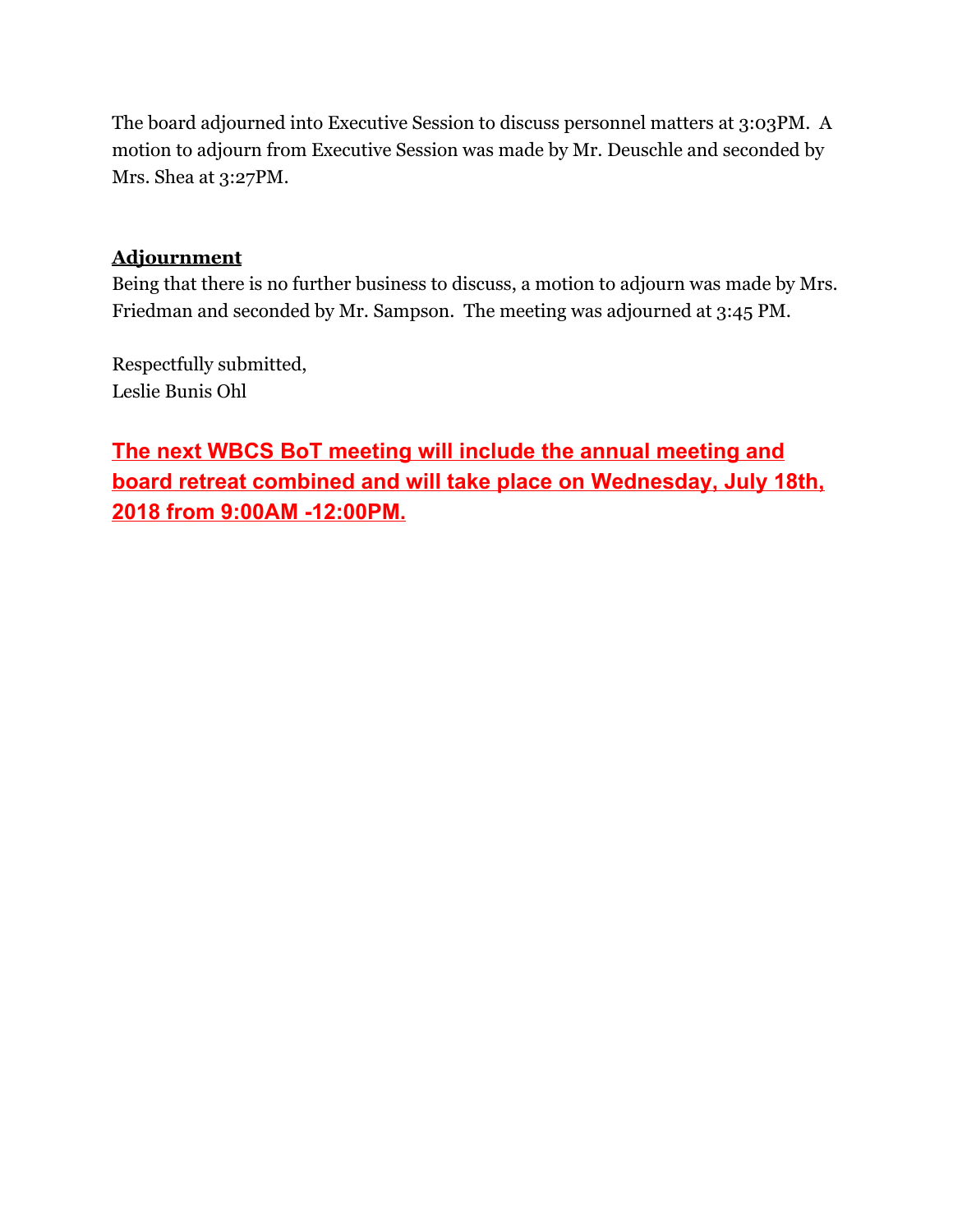The board adjourned into Executive Session to discuss personnel matters at 3:03PM. A motion to adjourn from Executive Session was made by Mr. Deuschle and seconded by Mrs. Shea at 3:27PM.

**Adjournment**

Being that there is no further business to discuss, a motion to adjourn was made by Mrs. Friedman and seconded by Mr. Sampson. The meeting was adjourned at 3:45 PM.

Respectfully submitted,
Leslie Bunis Ohl

**The next WBCS BoT meeting will include the annual meeting and board retreat combined and will take place on Wednesday, July 18th, 2018 from 9:00AM -12:00PM.**